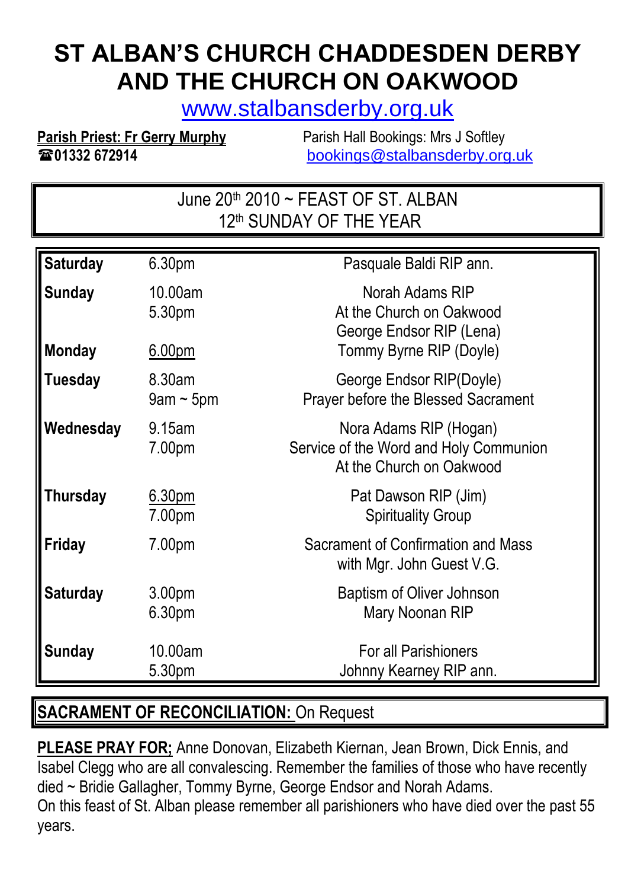# ST ALBAN'S CHURCH CHADDESDEN DERBY AND THE CHURCH ON OAKWOOD

www.stalbansderby.org.uk

**Parish Priest: Fr Gerry Murphy**
☎**01332 672914**

Parish Hall Bookings: Mrs J Softley
bookings@stalbansderby.org.uk

## June 20th 2010 ~ FEAST OF ST. ALBAN
## 12th SUNDAY OF THE YEAR

| | | |
|---|---|---|
| **Saturday** | 6.30pm | Pasquale Baldi RIP ann. |
| **Sunday** | 10.00am | Norah Adams RIP |
| | 5.30pm | At the Church on Oakwood<br>George Endsor RIP (Lena) |
| **Monday** | 6.00pm | Tommy Byrne RIP (Doyle) |
| **Tuesday** | 8.30am | George Endsor RIP(Doyle) |
| | 9am ~ 5pm | Prayer before the Blessed Sacrament |
| **Wednesday** | 9.15am | Nora Adams RIP (Hogan) |
| | 7.00pm | Service of the Word and Holy Communion<br>At the Church on Oakwood |
| **Thursday** | 6.30pm | Pat Dawson RIP (Jim) |
| | 7.00pm | Spirituality Group |
| **Friday** | 7.00pm | Sacrament of Confirmation and Mass<br>with Mgr. John Guest V.G. |
| **Saturday** | 3.00pm | Baptism of Oliver Johnson |
| | 6.30pm | Mary Noonan RIP |
| **Sunday** | 10.00am | For all Parishioners |
| | 5.30pm | Johnny Kearney RIP ann. |

**SACRAMENT OF RECONCILIATION:** On Request

**PLEASE PRAY FOR;** Anne Donovan, Elizabeth Kiernan, Jean Brown, Dick Ennis, and Isabel Clegg who are all convalescing. Remember the families of those who have recently died ~ Bridie Gallagher, Tommy Byrne, George Endsor and Norah Adams.
On this feast of St. Alban please remember all parishioners who have died over the past 55 years.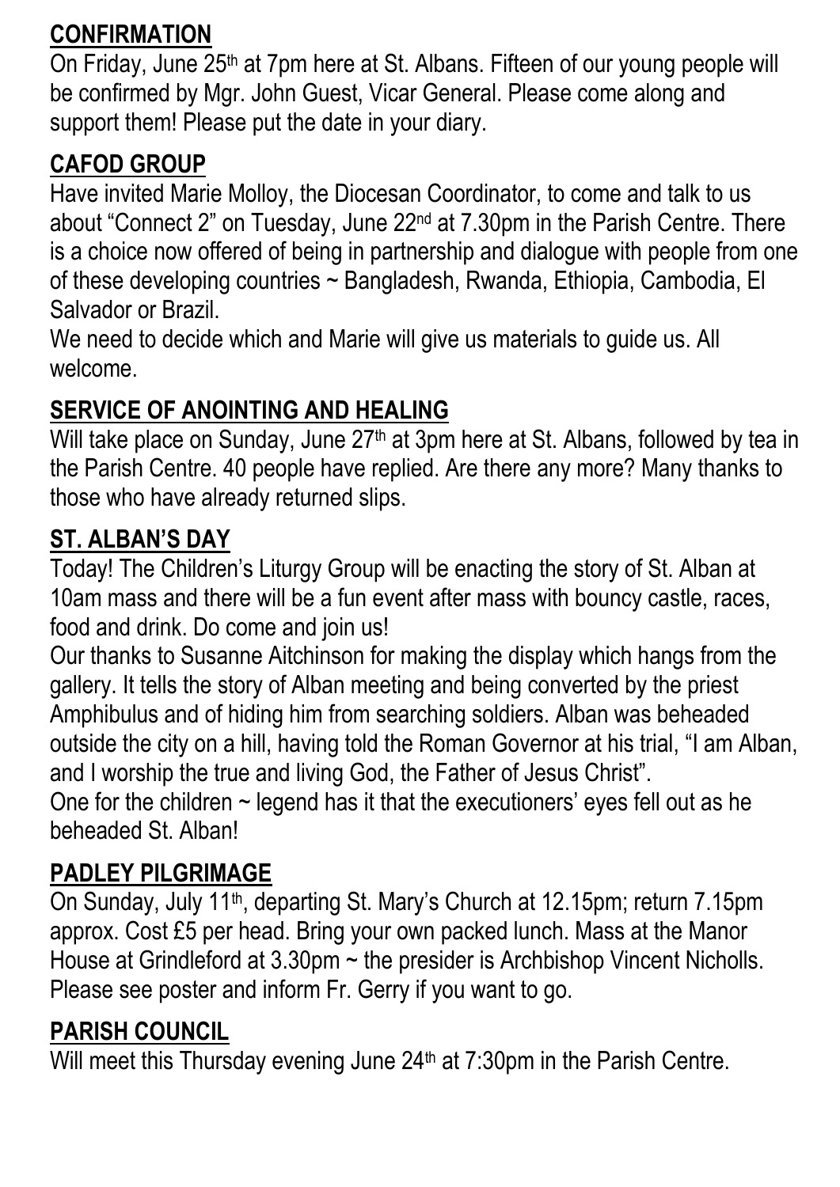## **CONFIRMATION**

On Friday, June 25th at 7pm here at St. Albans. Fifteen of our young people will be confirmed by Mgr. John Guest, Vicar General. Please come along and support them! Please put the date in your diary.

## **CAFOD GROUP**

Have invited Marie Molloy, the Diocesan Coordinator, to come and talk to us about "Connect 2" on Tuesday, June 22nd at 7.30pm in the Parish Centre. There is a choice now offered of being in partnership and dialogue with people from one of these developing countries ~ Bangladesh, Rwanda, Ethiopia, Cambodia, El Salvador or Brazil.

We need to decide which and Marie will give us materials to guide us. All welcome.

## **SERVICE OF ANOINTING AND HEALING**

Will take place on Sunday, June 27th at 3pm here at St. Albans, followed by tea in the Parish Centre. 40 people have replied. Are there any more? Many thanks to those who have already returned slips.

## **ST. ALBAN'S DAY**

Today! The Children's Liturgy Group will be enacting the story of St. Alban at 10am mass and there will be a fun event after mass with bouncy castle, races, food and drink. Do come and join us!

Our thanks to Susanne Aitchinson for making the display which hangs from the gallery. It tells the story of Alban meeting and being converted by the priest Amphibulus and of hiding him from searching soldiers. Alban was beheaded outside the city on a hill, having told the Roman Governor at his trial, "I am Alban, and I worship the true and living God, the Father of Jesus Christ".

One for the children ~ legend has it that the executioners' eyes fell out as he beheaded St. Alban!

## **PADLEY PILGRIMAGE**

On Sunday, July 11th, departing St. Mary's Church at 12.15pm; return 7.15pm approx. Cost £5 per head. Bring your own packed lunch. Mass at the Manor House at Grindleford at 3.30pm ~ the presider is Archbishop Vincent Nicholls. Please see poster and inform Fr. Gerry if you want to go.

## **PARISH COUNCIL**

Will meet this Thursday evening June 24th at 7:30pm in the Parish Centre.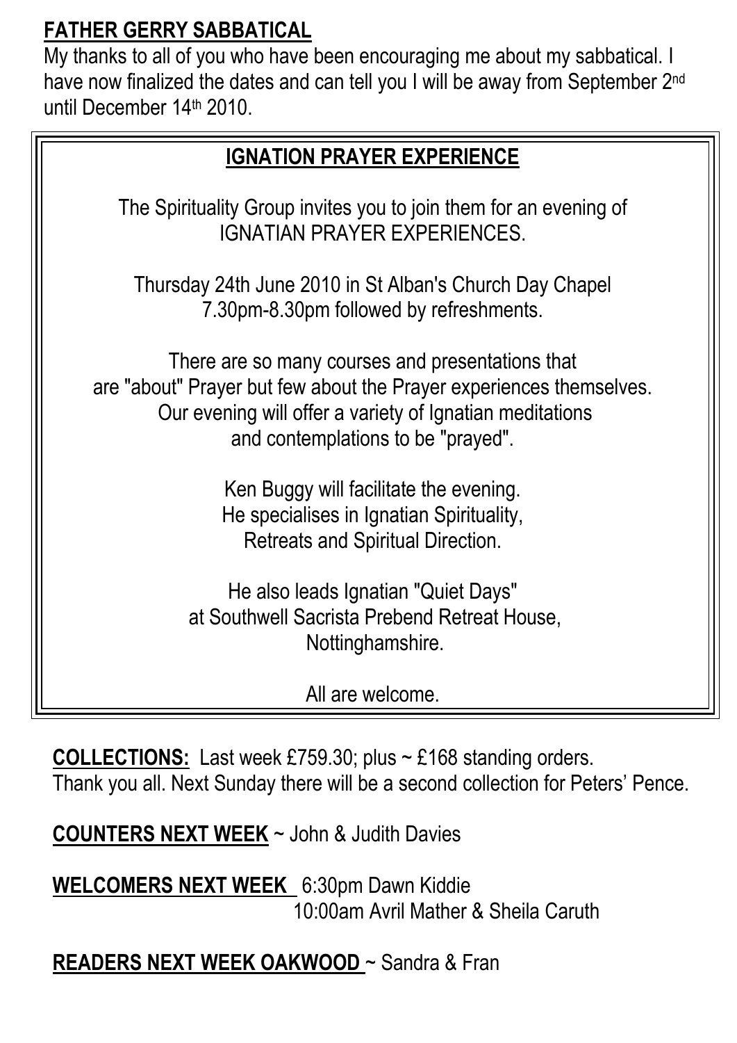## FATHER GERRY SABBATICAL

My thanks to all of you who have been encouraging me about my sabbatical. I have now finalized the dates and can tell you I will be away from September 2nd until December 14th 2010.

## IGNATION PRAYER EXPERIENCE

The Spirituality Group invites you to join them for an evening of IGNATIAN PRAYER EXPERIENCES.

Thursday 24th June 2010 in St Alban's Church Day Chapel
7.30pm-8.30pm followed by refreshments.

There are so many courses and presentations that are "about" Prayer but few about the Prayer experiences themselves. Our evening will offer a variety of Ignatian meditations and contemplations to be "prayed".

Ken Buggy will facilitate the evening.
He specialises in Ignatian Spirituality, Retreats and Spiritual Direction.

He also leads Ignatian "Quiet Days" at Southwell Sacrista Prebend Retreat House, Nottinghamshire.

All are welcome.

**COLLECTIONS:** Last week £759.30; plus ~ £168 standing orders.
Thank you all. Next Sunday there will be a second collection for Peters' Pence.

**COUNTERS NEXT WEEK** ~ John & Judith Davies

**WELCOMERS NEXT WEEK** 6:30pm Dawn Kiddie
10:00am Avril Mather & Sheila Caruth

**READERS NEXT WEEK OAKWOOD** ~ Sandra & Fran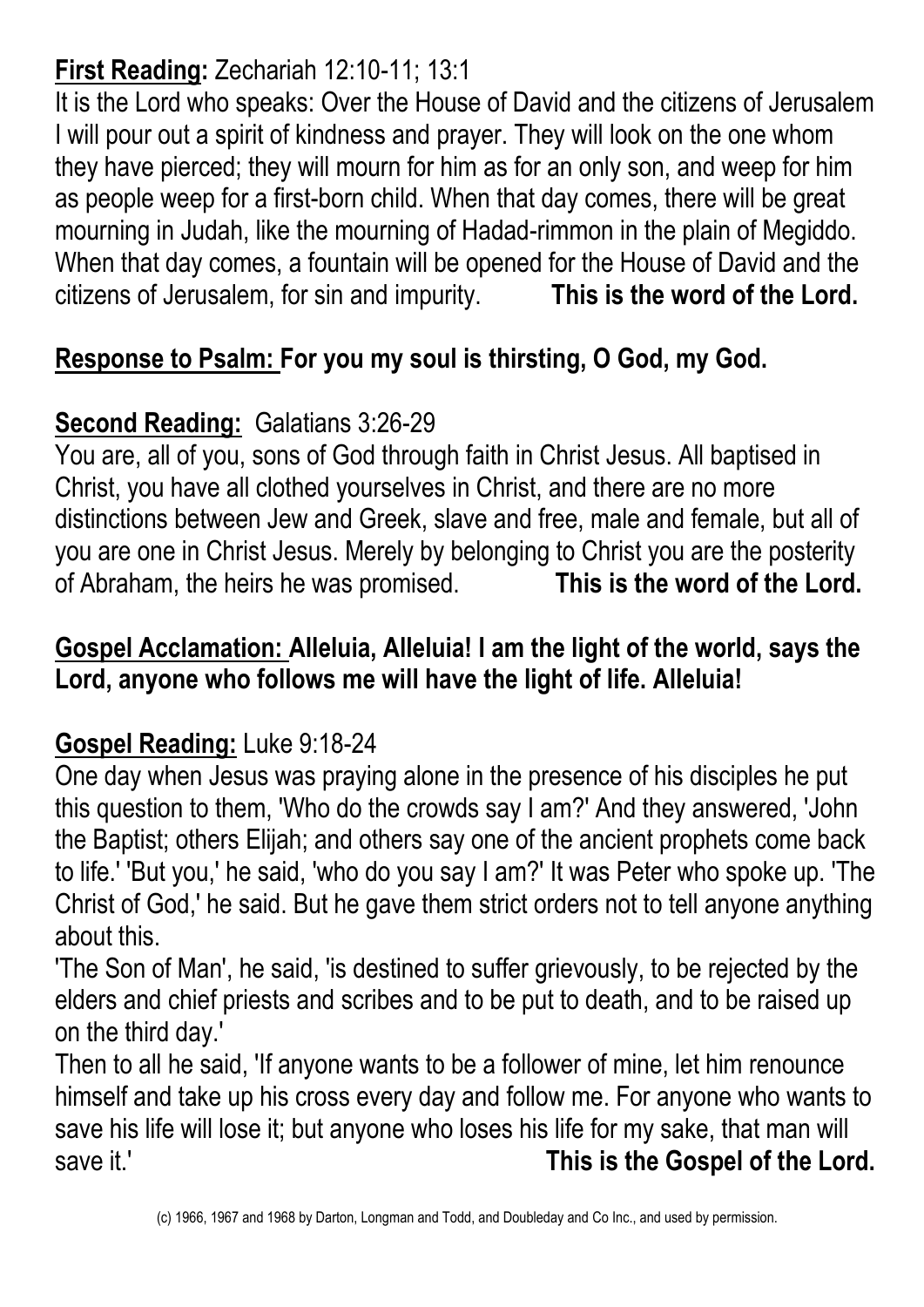**First Reading:** Zechariah 12:10-11; 13:1

It is the Lord who speaks: Over the House of David and the citizens of Jerusalem I will pour out a spirit of kindness and prayer. They will look on the one whom they have pierced; they will mourn for him as for an only son, and weep for him as people weep for a first-born child. When that day comes, there will be great mourning in Judah, like the mourning of Hadad-rimmon in the plain of Megiddo. When that day comes, a fountain will be opened for the House of David and the citizens of Jerusalem, for sin and impurity. **This is the word of the Lord.**

**Response to Psalm: For you my soul is thirsting, O God, my God.**

**Second Reading:** Galatians 3:26-29

You are, all of you, sons of God through faith in Christ Jesus. All baptised in Christ, you have all clothed yourselves in Christ, and there are no more distinctions between Jew and Greek, slave and free, male and female, but all of you are one in Christ Jesus. Merely by belonging to Christ you are the posterity of Abraham, the heirs he was promised. **This is the word of the Lord.**

**Gospel Acclamation: Alleluia, Alleluia! I am the light of the world, says the Lord, anyone who follows me will have the light of life. Alleluia!**

**Gospel Reading:** Luke 9:18-24

One day when Jesus was praying alone in the presence of his disciples he put this question to them, 'Who do the crowds say I am?' And they answered, 'John the Baptist; others Elijah; and others say one of the ancient prophets come back to life.' 'But you,' he said, 'who do you say I am?' It was Peter who spoke up. 'The Christ of God,' he said. But he gave them strict orders not to tell anyone anything about this.

'The Son of Man', he said, 'is destined to suffer grievously, to be rejected by the elders and chief priests and scribes and to be put to death, and to be raised up on the third day.'

Then to all he said, 'If anyone wants to be a follower of mine, let him renounce himself and take up his cross every day and follow me. For anyone who wants to save his life will lose it; but anyone who loses his life for my sake, that man will save it.' **This is the Gospel of the Lord.**

(c) 1966, 1967 and 1968 by Darton, Longman and Todd, and Doubleday and Co Inc., and used by permission.